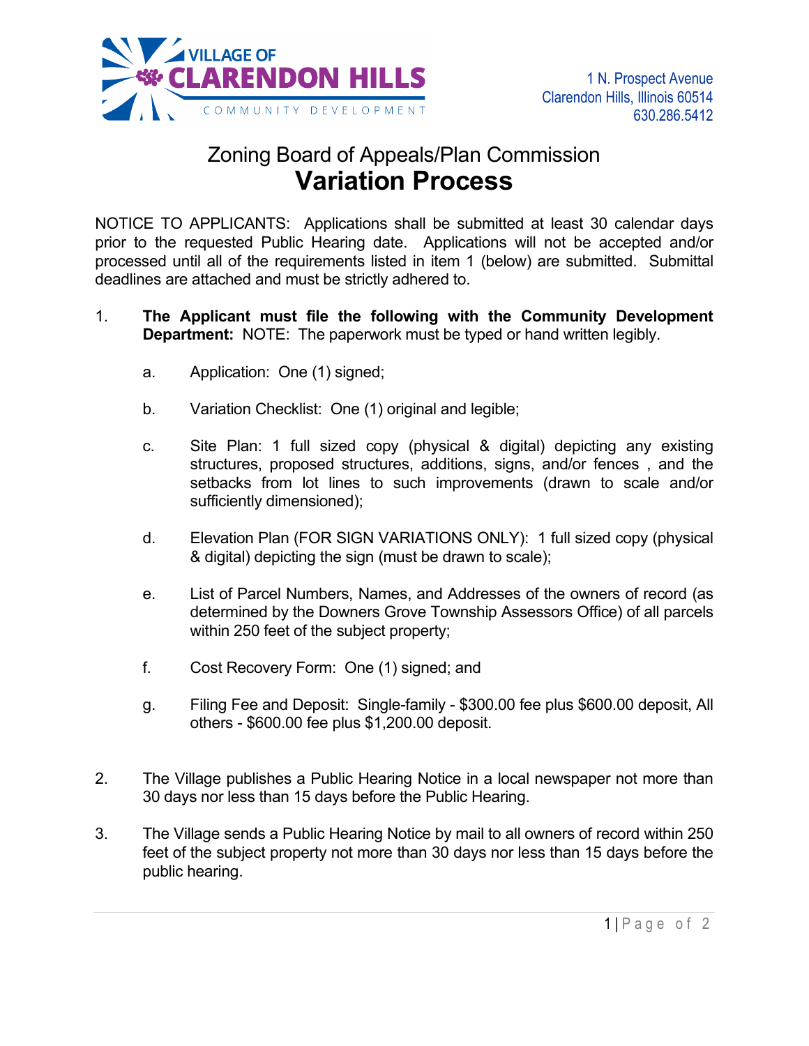VILLAGE OF
**CLARENDON HILLS**
COMMUNITY DEVELOPMENT

1 N. Prospect Avenue
Clarendon Hills, Illinois 60514
630.286.5412

# Zoning Board of Appeals/Plan Commission
# Variation Process

NOTICE TO APPLICANTS: Applications shall be submitted at least 30 calendar days prior to the requested Public Hearing date. Applications will not be accepted and/or processed until all of the requirements listed in item 1 (below) are submitted. Submittal deadlines are attached and must be strictly adhered to.

1. **The Applicant must file the following with the Community Development Department:** NOTE: The paperwork must be typed or hand written legibly.

   a. Application: One (1) signed;

   b. Variation Checklist: One (1) original and legible;

   c. Site Plan: 1 full sized copy (physical & digital) depicting any existing structures, proposed structures, additions, signs, and/or fences , and the setbacks from lot lines to such improvements (drawn to scale and/or sufficiently dimensioned);

   d. Elevation Plan (FOR SIGN VARIATIONS ONLY): 1 full sized copy (physical & digital) depicting the sign (must be drawn to scale);

   e. List of Parcel Numbers, Names, and Addresses of the owners of record (as determined by the Downers Grove Township Assessors Office) of all parcels within 250 feet of the subject property;

   f. Cost Recovery Form: One (1) signed; and

   g. Filing Fee and Deposit: Single-family - $300.00 fee plus $600.00 deposit, All others - $600.00 fee plus $1,200.00 deposit.

2. The Village publishes a Public Hearing Notice in a local newspaper not more than 30 days nor less than 15 days before the Public Hearing.

3. The Village sends a Public Hearing Notice by mail to all owners of record within 250 feet of the subject property not more than 30 days nor less than 15 days before the public hearing.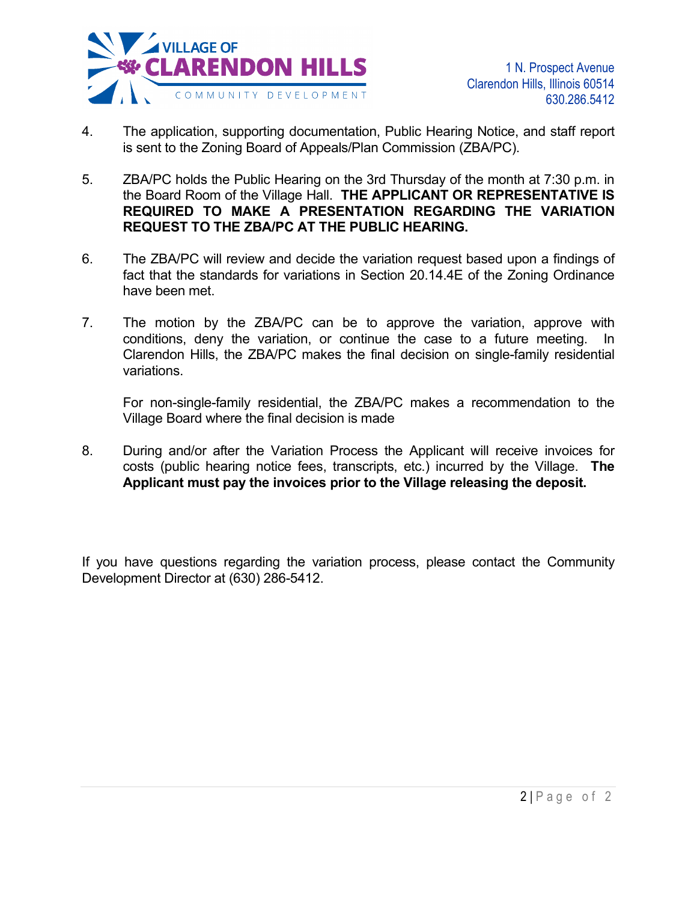4. The application, supporting documentation, Public Hearing Notice, and staff report is sent to the Zoning Board of Appeals/Plan Commission (ZBA/PC).

5. ZBA/PC holds the Public Hearing on the 3rd Thursday of the month at 7:30 p.m. in the Board Room of the Village Hall. **THE APPLICANT OR REPRESENTATIVE IS REQUIRED TO MAKE A PRESENTATION REGARDING THE VARIATION REQUEST TO THE ZBA/PC AT THE PUBLIC HEARING.**

6. The ZBA/PC will review and decide the variation request based upon a findings of fact that the standards for variations in Section 20.14.4E of the Zoning Ordinance have been met.

7. The motion by the ZBA/PC can be to approve the variation, approve with conditions, deny the variation, or continue the case to a future meeting. In Clarendon Hills, the ZBA/PC makes the final decision on single-family residential variations.

   For non-single-family residential, the ZBA/PC makes a recommendation to the Village Board where the final decision is made

8. During and/or after the Variation Process the Applicant will receive invoices for costs (public hearing notice fees, transcripts, etc.) incurred by the Village. **The Applicant must pay the invoices prior to the Village releasing the deposit.**

If you have questions regarding the variation process, please contact the Community Development Director at (630) 286-5412.